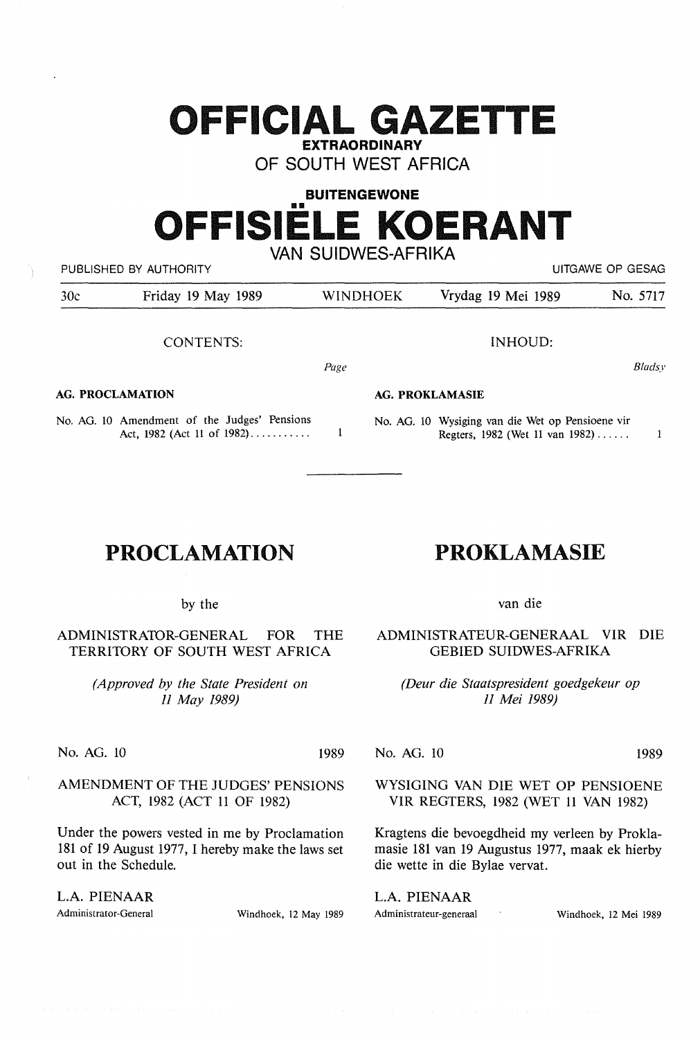# OFFICIAL GAZETTE

**EXTRAORDINARY**

OF SOUTH WEST AFRICA

**BUITENGEWONE**

# OFFISIËLE KOERANT

VAN SUIDWES-AFRIKA

PUBLISHED BY AUTHORITY — UITGAWE OP GESAG

| 30c | Friday 19 May 1989 | WINDHOEK | Vrydag 19 Mei 1989 | No. 5717 |
|---|---|---|---|---|

CONTENTS:

| | Page |
|---|---|
| **AG. PROCLAMATION** | |
| No. AG. 10 Amendment of the Judges' Pensions Act, 1982 (Act 11 of 1982)........... | 1 |

INHOUD:

| | Bladsy |
|---|---|
| **AG. PROKLAMASIE** | |
| No. AG. 10 Wysiging van die Wet op Pensioene vir Regters, 1982 (Wet 11 van 1982)...... | 1 |

---

## PROCLAMATION

by the

ADMINISTRATOR-GENERAL FOR THE TERRITORY OF SOUTH WEST AFRICA

*(Approved by the State President on 11 May 1989)*

No. AG. 10 1989

AMENDMENT OF THE JUDGES' PENSIONS ACT, 1982 (ACT 11 OF 1982)

Under the powers vested in me by Proclamation 181 of 19 August 1977, I hereby make the laws set out in the Schedule.

L.A. PIENAAR
Administrator-General Windhoek, 12 May 1989

## PROKLAMASIE

van die

ADMINISTRATEUR-GENERAAL VIR DIE GEBIED SUIDWES-AFRIKA

*(Deur die Staatspresident goedgekeur op 11 Mei 1989)*

No. AG. 10 1989

WYSIGING VAN DIE WET OP PENSIOENE VIR REGTERS, 1982 (WET 11 VAN 1982)

Kragtens die bevoegdheid my verleen by Proklamasie 181 van 19 Augustus 1977, maak ek hierby die wette in die Bylae vervat.

L.A. PIENAAR
Administrateur-generaal Windhoek, 12 Mei 1989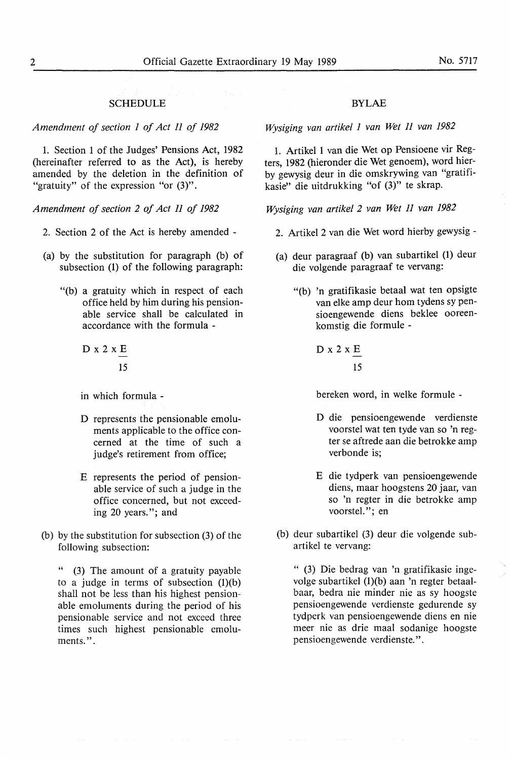## SCHEDULE

*Amendment of section 1 of Act 11 of 1982*

1. Section 1 of the Judges' Pensions Act, 1982 (hereinafter referred to as the Act), is hereby amended by the deletion in the definition of "gratuity" of the expression "or (3)".

*Amendment of section 2 of Act 11 of 1982*

2. Section 2 of the Act is hereby amended -

(a) by the substitution for paragraph (b) of subsection (1) of the following paragraph:

"(b) a gratuity which in respect of each office held by him during his pensionable service shall be calculated in accordance with the formula -

$$D \times 2 \times \frac{E}{15}$$

in which formula -

D represents the pensionable emoluments applicable to the office concerned at the time of such a judge's retirement from office;

E represents the period of pensionable service of such a judge in the office concerned, but not exceeding 20 years."; and

(b) by the substitution for subsection (3) of the following subsection:

" (3) The amount of a gratuity payable to a judge in terms of subsection (1)(b) shall not be less than his highest pensionable emoluments during the period of his pensionable service and not exceed three times such highest pensionable emoluments.".

## BYLAE

*Wysiging van artikel 1 van Wet 11 van 1982*

1. Artikel 1 van die Wet op Pensioene vir Regters, 1982 (hieronder die Wet genoem), word hierby gewysig deur in die omskrywing van "gratifikasie" die uitdrukking "of (3)" te skrap.

*Wysiging van artikel 2 van Wet 11 van 1982*

2. Artikel 2 van die Wet word hierby gewysig -

(a) deur paragraaf (b) van subartikel (1) deur die volgende paragraaf te vervang:

"(b) 'n gratifikasie betaal wat ten opsigte van elke amp deur hom tydens sy pensioengewende diens beklee ooreenkomstig die formule -

$$D \times 2 \times \frac{E}{15}$$

bereken word, in welke formule -

D die pensioengewende verdienste voorstel wat ten tyde van so 'n regter se aftrede aan die betrokke amp verbonde is;

E die tydperk van pensioengewende diens, maar hoogstens 20 jaar, van so 'n regter in die betrokke amp voorstel."; en

(b) deur subartikel (3) deur die volgende subartikel te vervang:

" (3) Die bedrag van 'n gratifikasie ingevolge subartikel (1)(b) aan 'n regter betaalbaar, bedra nie minder nie as sy hoogste pensioengewende verdienste gedurende sy tydperk van pensioengewende diens en nie meer nie as drie maal sodanige hoogste pensioengewende verdienste.".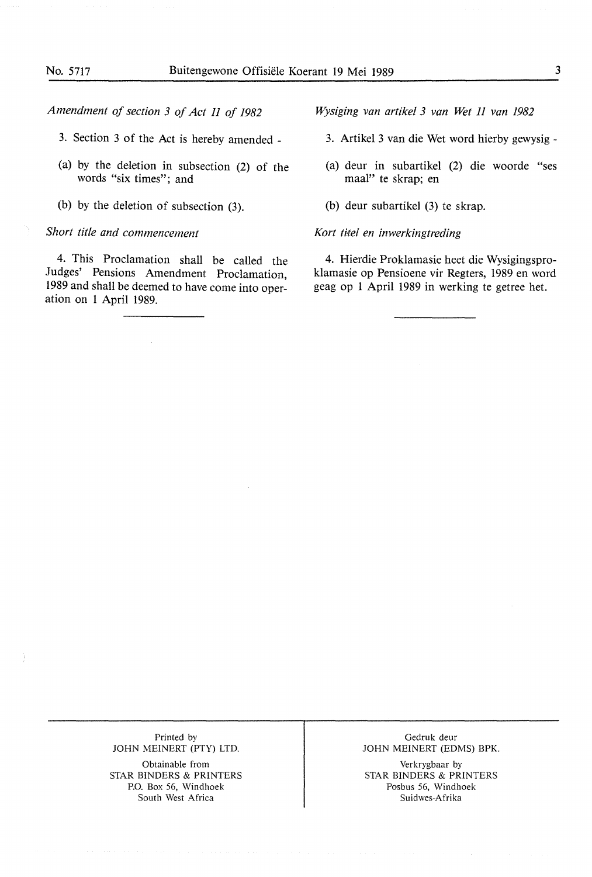*Amendment of section 3 of Act 11 of 1982*

3. Section 3 of the Act is hereby amended -

(a) by the deletion in subsection (2) of the words "six times"; and

(b) by the deletion of subsection (3).

*Short title and commencement*

4. This Proclamation shall be called the Judges' Pensions Amendment Proclamation, 1989 and shall be deemed to have come into operation on 1 April 1989.

*Wysiging van artikel 3 van Wet 11 van 1982*

3. Artikel 3 van die Wet word hierby gewysig -

(a) deur in subartikel (2) die woorde "ses maal" te skrap; en

(b) deur subartikel (3) te skrap.

*Kort titel en inwerkingtreding*

4. Hierdie Proklamasie heet die Wysigingsproklamasie op Pensioene vir Regters, 1989 en word geag op 1 April 1989 in werking te getree het.

---

Printed by
JOHN MEINERT (PTY) LTD.

Obtainable from
STAR BINDERS & PRINTERS
P.O. Box 56, Windhoek
South West Africa

Gedruk deur
JOHN MEINERT (EDMS) BPK.

Verkrygbaar by
STAR BINDERS & PRINTERS
Posbus 56, Windhoek
Suidwes-Afrika